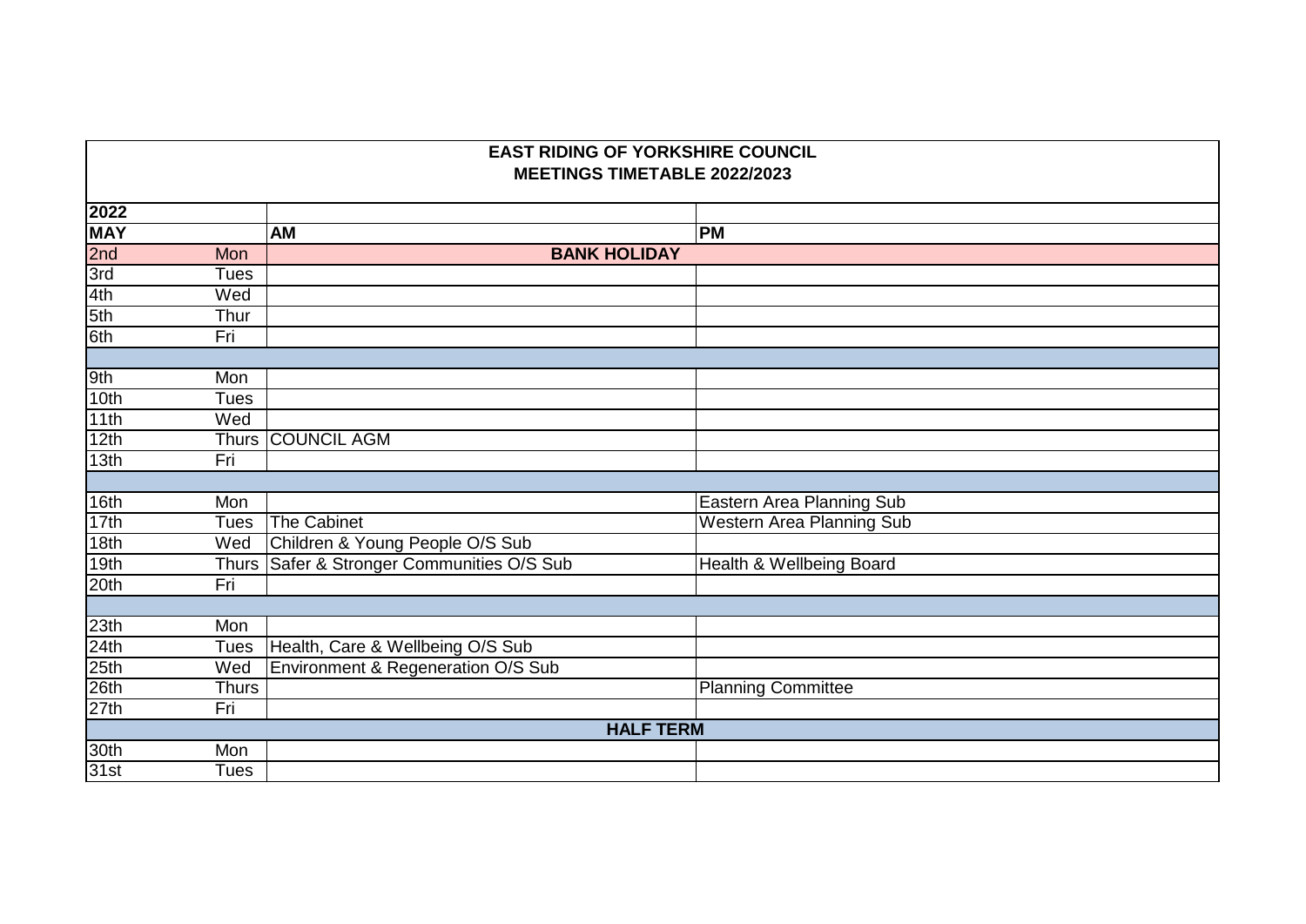# EAST RIDING OF YORKSHIRE COUNCIL
## MEETINGS TIMETABLE 2022/2023

| 2022 | | | |
|---|---|---|---|
| **MAY** | | **AM** | **PM** |
| 2nd | Mon | **BANK HOLIDAY** | |
| 3rd | Tues | | |
| 4th | Wed | | |
| 5th | Thur | | |
| 6th | Fri | | |
| | | | |
| 9th | Mon | | |
| 10th | Tues | | |
| 11th | Wed | | |
| 12th | Thurs | COUNCIL AGM | |
| 13th | Fri | | |
| | | | |
| 16th | Mon | | Eastern Area Planning Sub |
| 17th | Tues | The Cabinet | Western Area Planning Sub |
| 18th | Wed | Children & Young People O/S Sub | |
| 19th | Thurs | Safer & Stronger Communities O/S Sub | Health & Wellbeing Board |
| 20th | Fri | | |
| | | | |
| 23th | Mon | | |
| 24th | Tues | Health, Care & Wellbeing O/S Sub | |
| 25th | Wed | Environment & Regeneration O/S Sub | |
| 26th | Thurs | | Planning Committee |
| 27th | Fri | | |
| | | **HALF TERM** | |
| 30th | Mon | | |
| 31st | Tues | | |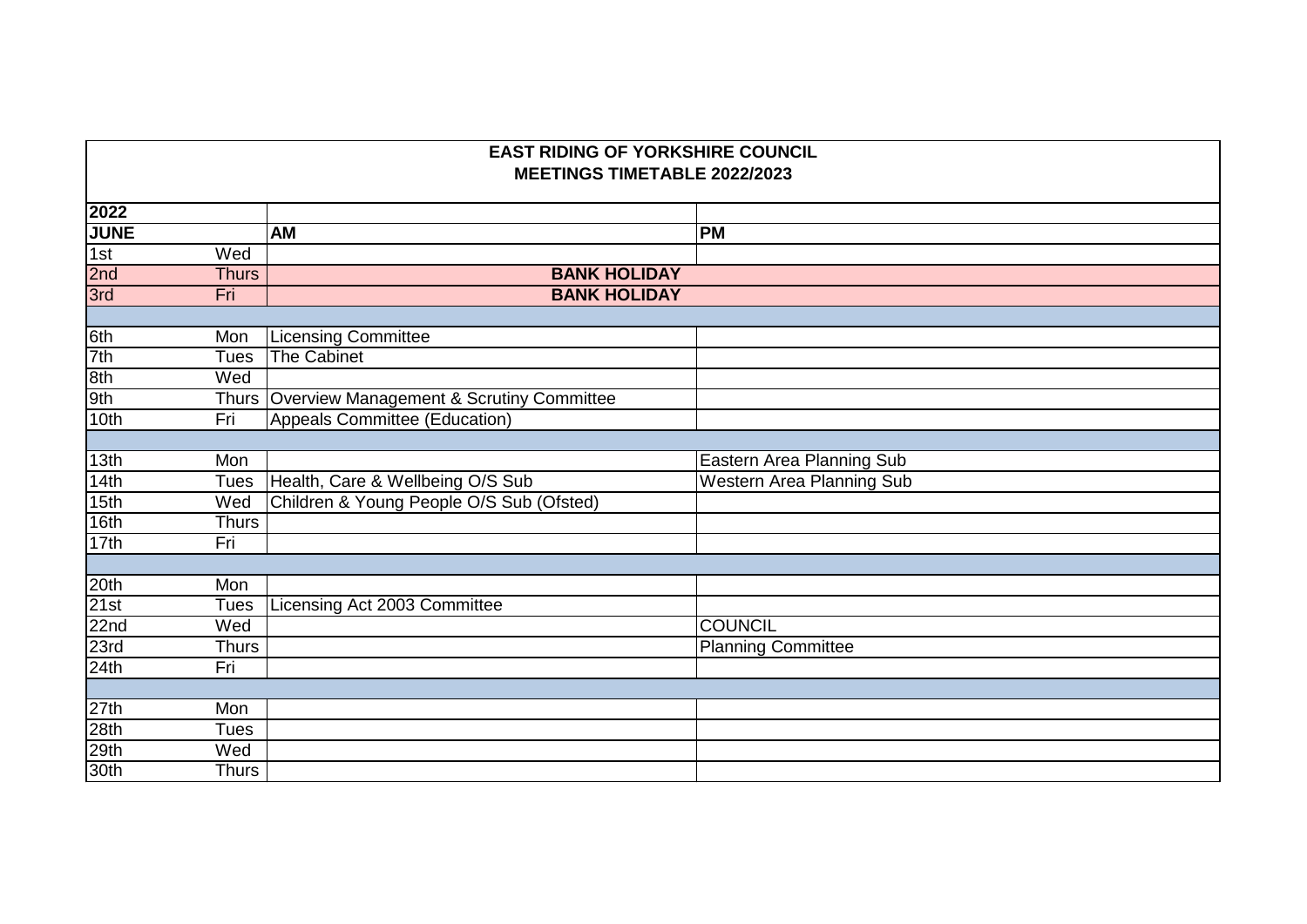**EAST RIDING OF YORKSHIRE COUNCIL**
**MEETINGS TIMETABLE 2022/2023**

| **2022** | | | |
|---|---|---|---|
| **JUNE** | | **AM** | **PM** |
| 1st | Wed | | |
| 2nd | Thurs | **BANK HOLIDAY** | |
| 3rd | Fri | **BANK HOLIDAY** | |
| | | | |
| 6th | Mon | Licensing Committee | |
| 7th | Tues | The Cabinet | |
| 8th | Wed | | |
| 9th | Thurs | Overview Management & Scrutiny Committee | |
| 10th | Fri | Appeals Committee (Education) | |
| | | | |
| 13th | Mon | | Eastern Area Planning Sub |
| 14th | Tues | Health, Care & Wellbeing O/S Sub | Western Area Planning Sub |
| 15th | Wed | Children & Young People O/S Sub (Ofsted) | |
| 16th | Thurs | | |
| 17th | Fri | | |
| | | | |
| 20th | Mon | | |
| 21st | Tues | Licensing Act 2003 Committee | |
| 22nd | Wed | | COUNCIL |
| 23rd | Thurs | | Planning Committee |
| 24th | Fri | | |
| | | | |
| 27th | Mon | | |
| 28th | Tues | | |
| 29th | Wed | | |
| 30th | Thurs | | |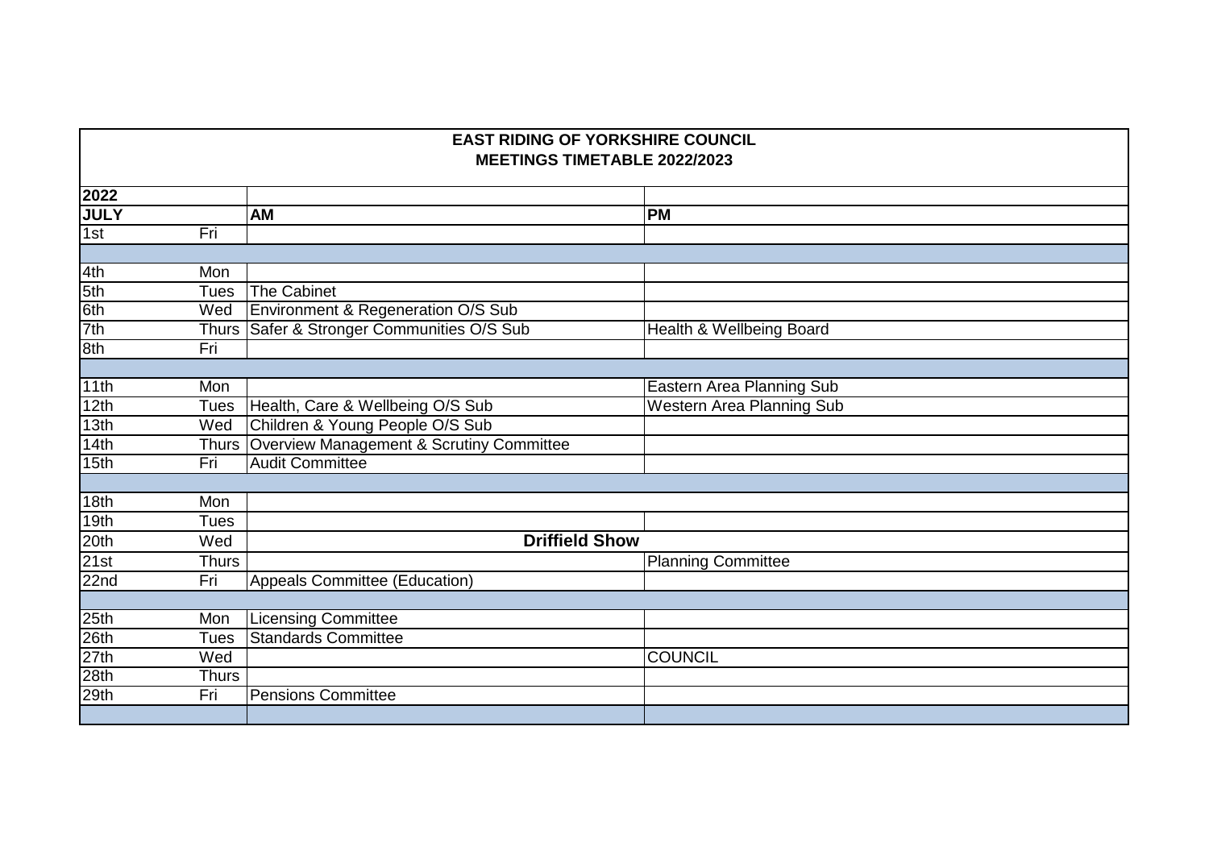# EAST RIDING OF YORKSHIRE COUNCIL
## MEETINGS TIMETABLE 2022/2023

| **2022** | | | |
|---|---|---|---|
| **JULY** | | **AM** | **PM** |
| 1st | Fri | | |
| | | | |
| 4th | Mon | | |
| 5th | Tues | The Cabinet | |
| 6th | Wed | Environment & Regeneration O/S Sub | |
| 7th | Thurs | Safer & Stronger Communities O/S Sub | Health & Wellbeing Board |
| 8th | Fri | | |
| | | | |
| 11th | Mon | | Eastern Area Planning Sub |
| 12th | Tues | Health, Care & Wellbeing O/S Sub | Western Area Planning Sub |
| 13th | Wed | Children & Young People O/S Sub | |
| 14th | Thurs | Overview Management & Scrutiny Committee | |
| 15th | Fri | Audit Committee | |
| | | | |
| 18th | Mon | | |
| 19th | Tues | | |
| 20th | Wed | **Driffield Show** | |
| 21st | Thurs | | Planning Committee |
| 22nd | Fri | Appeals Committee (Education) | |
| | | | |
| 25th | Mon | Licensing Committee | |
| 26th | Tues | Standards Committee | |
| 27th | Wed | | COUNCIL |
| 28th | Thurs | | |
| 29th | Fri | Pensions Committee | |
| | | | |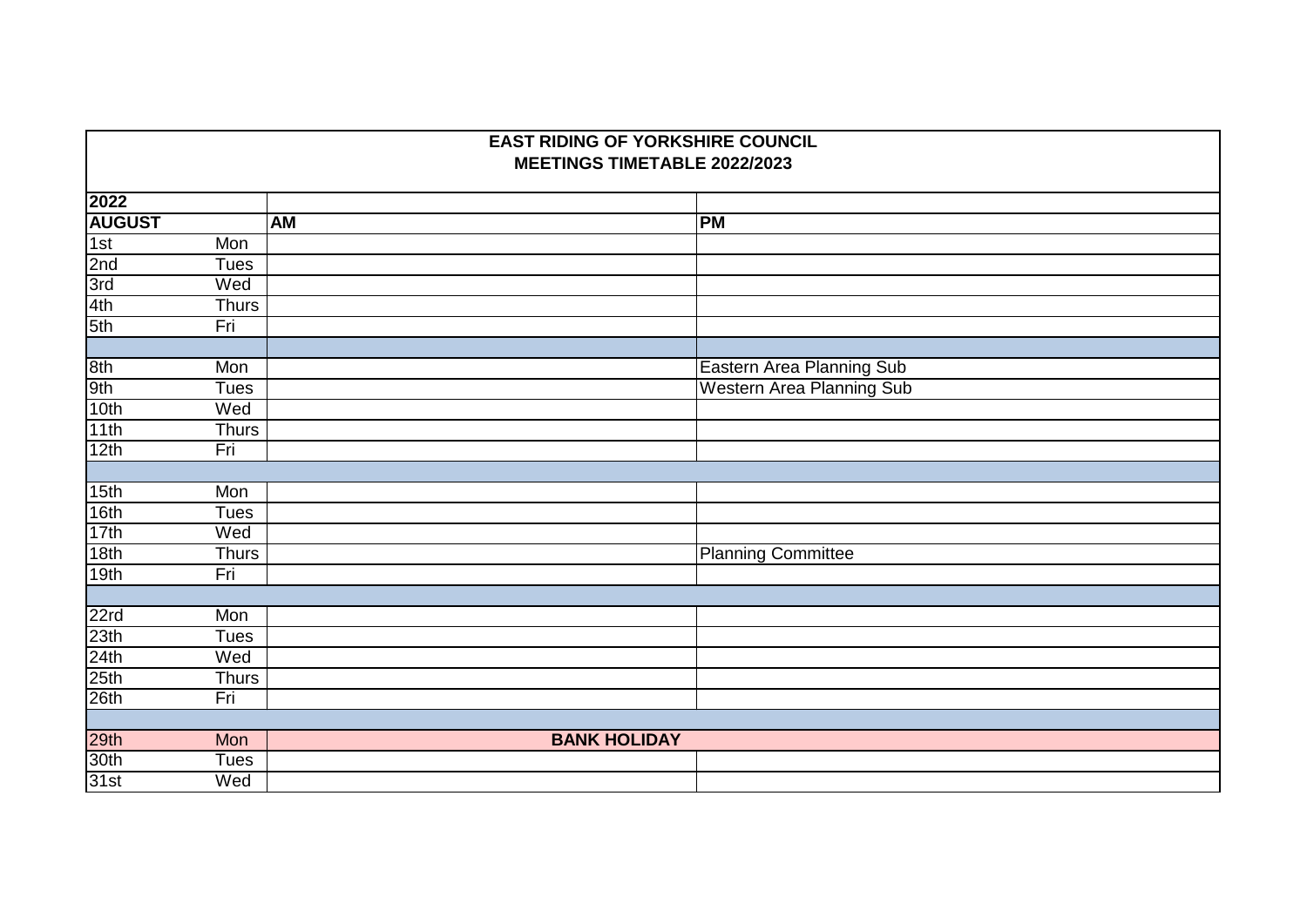# EAST RIDING OF YORKSHIRE COUNCIL
## MEETINGS TIMETABLE 2022/2023

| **2022** | | | |
|---|---|---|---|
| **AUGUST** | | **AM** | **PM** |
| 1st | Mon | | |
| 2nd | Tues | | |
| 3rd | Wed | | |
| 4th | Thurs | | |
| 5th | Fri | | |
| | | | |
| 8th | Mon | | Eastern Area Planning Sub |
| 9th | Tues | | Western Area Planning Sub |
| 10th | Wed | | |
| 11th | Thurs | | |
| 12th | Fri | | |
| | | | |
| 15th | Mon | | |
| 16th | Tues | | |
| 17th | Wed | | |
| 18th | Thurs | | Planning Committee |
| 19th | Fri | | |
| | | | |
| 22rd | Mon | | |
| 23th | Tues | | |
| 24th | Wed | | |
| 25th | Thurs | | |
| 26th | Fri | | |
| | | | |
| 29th | Mon | **BANK HOLIDAY** | |
| 30th | Tues | | |
| 31st | Wed | | |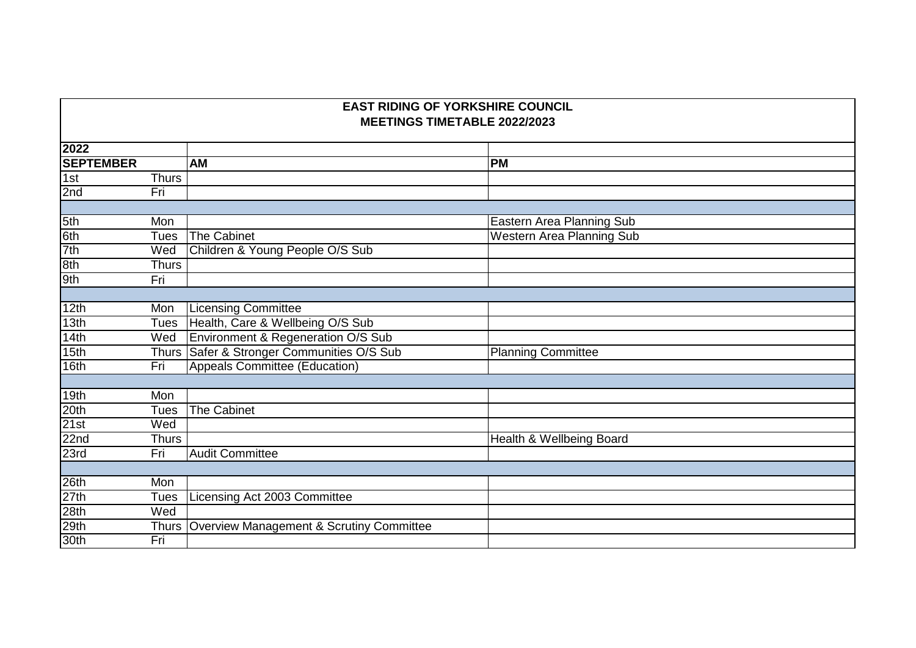**EAST RIDING OF YORKSHIRE COUNCIL**
**MEETINGS TIMETABLE 2022/2023**

| 2022 | | | |
|---|---|---|---|
| **SEPTEMBER** | | **AM** | **PM** |
| 1st | Thurs | | |
| 2nd | Fri | | |
| | | | |
| 5th | Mon | | Eastern Area Planning Sub |
| 6th | Tues | The Cabinet | Western Area Planning Sub |
| 7th | Wed | Children & Young People O/S Sub | |
| 8th | Thurs | | |
| 9th | Fri | | |
| | | | |
| 12th | Mon | Licensing Committee | |
| 13th | Tues | Health, Care & Wellbeing O/S Sub | |
| 14th | Wed | Environment & Regeneration O/S Sub | |
| 15th | Thurs | Safer & Stronger Communities O/S Sub | Planning Committee |
| 16th | Fri | Appeals Committee (Education) | |
| | | | |
| 19th | Mon | | |
| 20th | Tues | The Cabinet | |
| 21st | Wed | | |
| 22nd | Thurs | | Health & Wellbeing Board |
| 23rd | Fri | Audit Committee | |
| | | | |
| 26th | Mon | | |
| 27th | Tues | Licensing Act 2003 Committee | |
| 28th | Wed | | |
| 29th | Thurs | Overview Management & Scrutiny Committee | |
| 30th | Fri | | |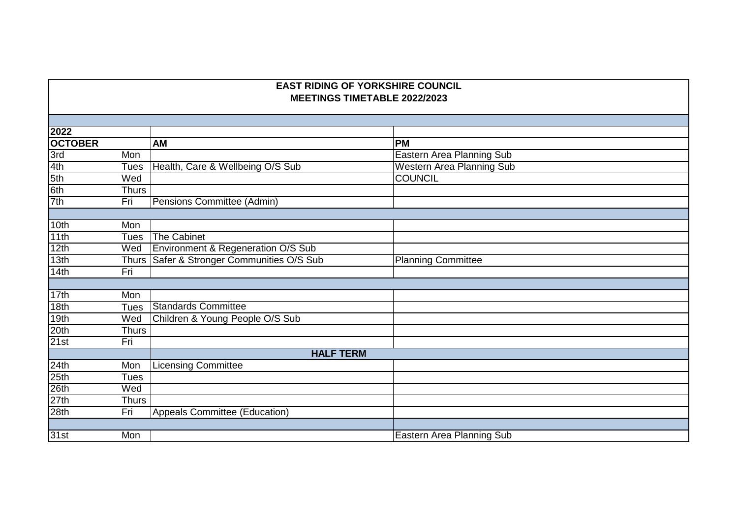**EAST RIDING OF YORKSHIRE COUNCIL**
**MEETINGS TIMETABLE 2022/2023**

| 2022 | | | |
|---|---|---|---|
| **OCTOBER** | | **AM** | **PM** |
| 3rd | Mon | | Eastern Area Planning Sub |
| 4th | Tues | Health, Care & Wellbeing O/S Sub | Western Area Planning Sub |
| 5th | Wed | | COUNCIL |
| 6th | Thurs | | |
| 7th | Fri | Pensions Committee (Admin) | |
| | | | |
| 10th | Mon | | |
| 11th | Tues | The Cabinet | |
| 12th | Wed | Environment & Regeneration O/S Sub | |
| 13th | Thurs | Safer & Stronger Communities O/S Sub | Planning Committee |
| 14th | Fri | | |
| | | | |
| 17th | Mon | | |
| 18th | Tues | Standards Committee | |
| 19th | Wed | Children & Young People O/S Sub | |
| 20th | Thurs | | |
| 21st | Fri | | |
| | | **HALF TERM** | |
| 24th | Mon | Licensing Committee | |
| 25th | Tues | | |
| 26th | Wed | | |
| 27th | Thurs | | |
| 28th | Fri | Appeals Committee (Education) | |
| | | | |
| 31st | Mon | | Eastern Area Planning Sub |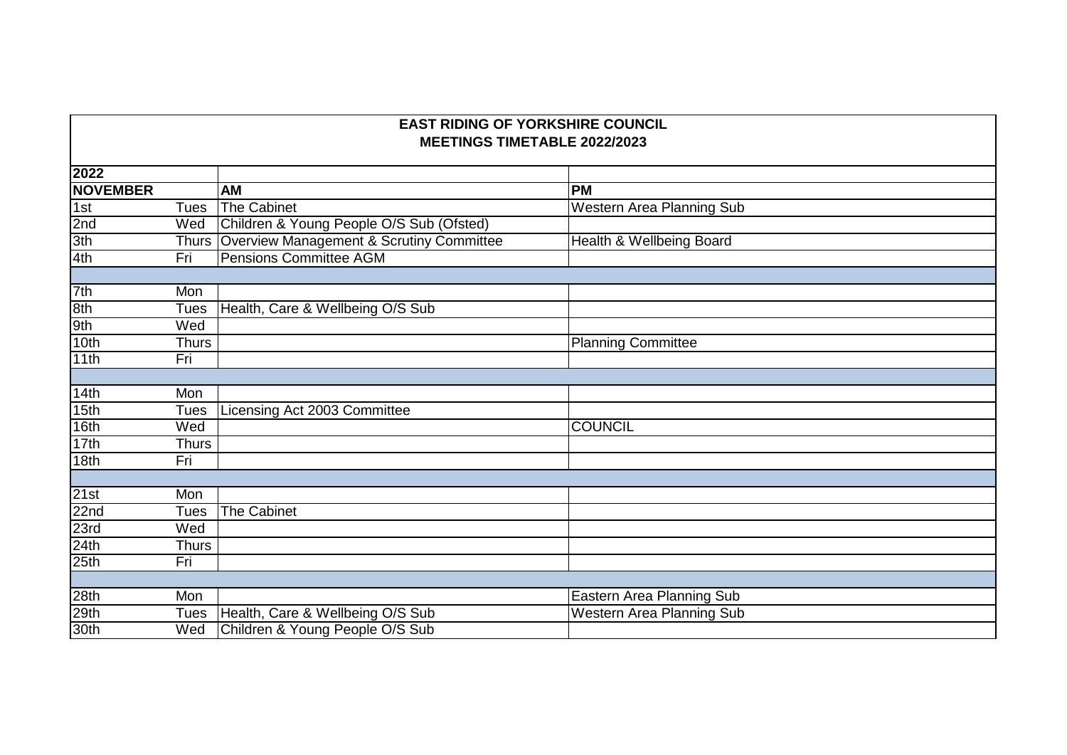**EAST RIDING OF YORKSHIRE COUNCIL**
**MEETINGS TIMETABLE 2022/2023**

| 2022 | | | |
|---|---|---|---|
| **NOVEMBER** | | **AM** | **PM** |
| 1st | Tues | The Cabinet | Western Area Planning Sub |
| 2nd | Wed | Children & Young People O/S Sub (Ofsted) | |
| 3th | Thurs | Overview Management & Scrutiny Committee | Health & Wellbeing Board |
| 4th | Fri | Pensions Committee AGM | |
| | | | |
| 7th | Mon | | |
| 8th | Tues | Health, Care & Wellbeing O/S Sub | |
| 9th | Wed | | |
| 10th | Thurs | | Planning Committee |
| 11th | Fri | | |
| | | | |
| 14th | Mon | | |
| 15th | Tues | Licensing Act 2003 Committee | |
| 16th | Wed | | COUNCIL |
| 17th | Thurs | | |
| 18th | Fri | | |
| | | | |
| 21st | Mon | | |
| 22nd | Tues | The Cabinet | |
| 23rd | Wed | | |
| 24th | Thurs | | |
| 25th | Fri | | |
| | | | |
| 28th | Mon | | Eastern Area Planning Sub |
| 29th | Tues | Health, Care & Wellbeing O/S Sub | Western Area Planning Sub |
| 30th | Wed | Children & Young People O/S Sub | |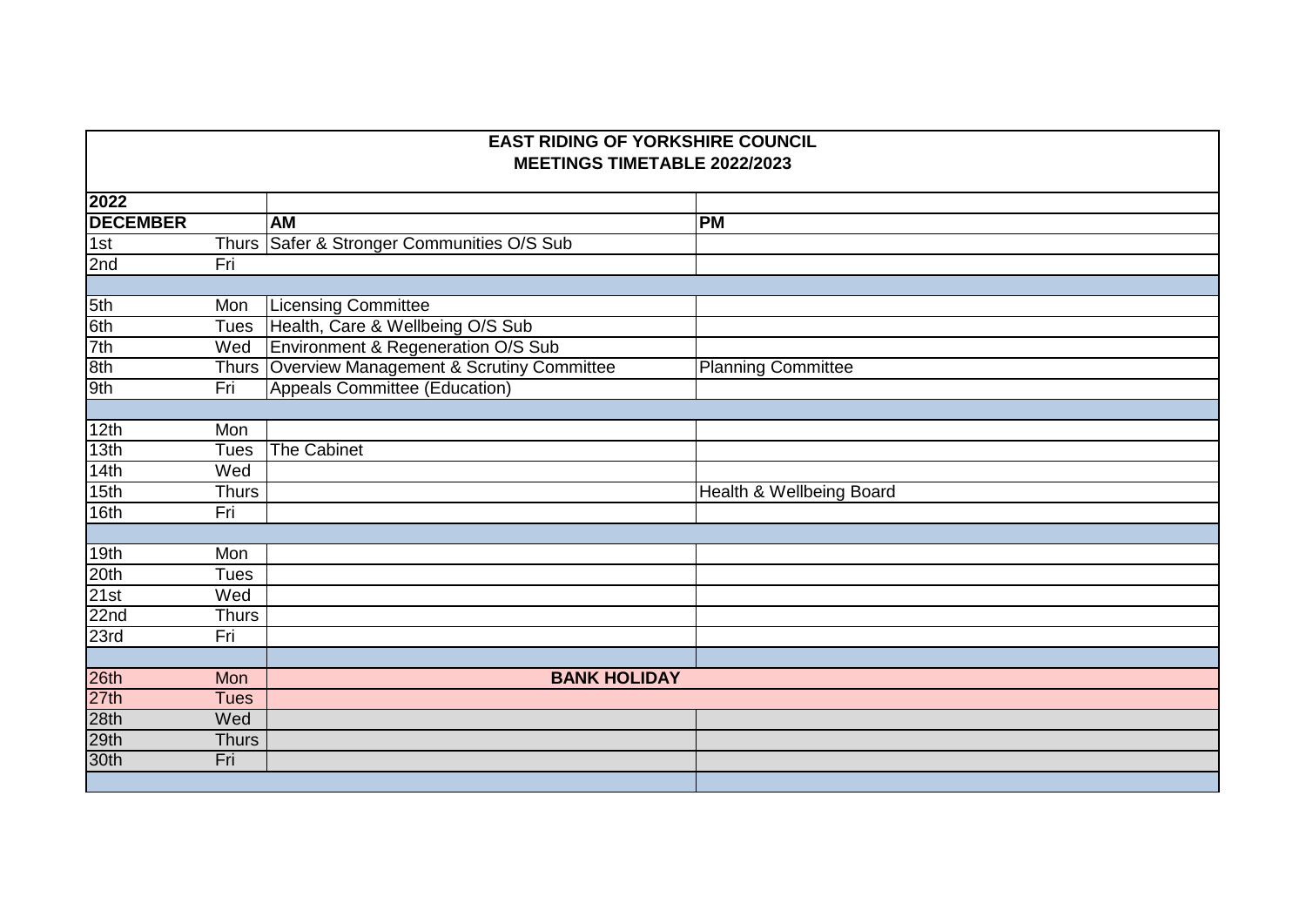**EAST RIDING OF YORKSHIRE COUNCIL**
**MEETINGS TIMETABLE 2022/2023**

| 2022 | | | |
|---|---|---|---|
| **DECEMBER** | | **AM** | **PM** |
| 1st | Thurs | Safer & Stronger Communities O/S Sub | |
| 2nd | Fri | | |
| | | | |
| 5th | Mon | Licensing Committee | |
| 6th | Tues | Health, Care & Wellbeing O/S Sub | |
| 7th | Wed | Environment & Regeneration O/S Sub | |
| 8th | Thurs | Overview Management & Scrutiny Committee | Planning Committee |
| 9th | Fri | Appeals Committee (Education) | |
| | | | |
| 12th | Mon | | |
| 13th | Tues | The Cabinet | |
| 14th | Wed | | |
| 15th | Thurs | | Health & Wellbeing Board |
| 16th | Fri | | |
| | | | |
| 19th | Mon | | |
| 20th | Tues | | |
| 21st | Wed | | |
| 22nd | Thurs | | |
| 23rd | Fri | | |
| | | | |
| 26th | Mon | **BANK HOLIDAY** | |
| 27th | Tues | | |
| 28th | Wed | | |
| 29th | Thurs | | |
| 30th | Fri | | |
| | | | |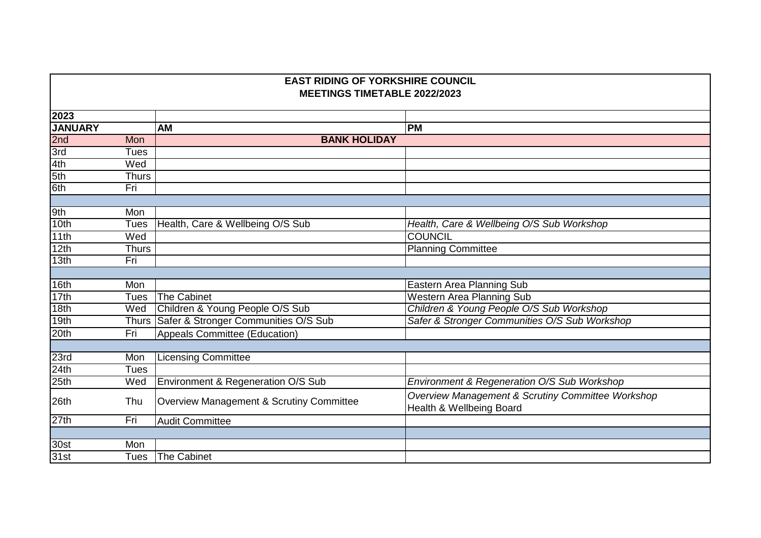**EAST RIDING OF YORKSHIRE COUNCIL**
**MEETINGS TIMETABLE 2022/2023**

| **2023** | | | |
|---|---|---|---|
| **JANUARY** | | **AM** | **PM** |
| 2nd | Mon | **BANK HOLIDAY** | |
| 3rd | Tues | | |
| 4th | Wed | | |
| 5th | Thurs | | |
| 6th | Fri | | |
| | | | |
| 9th | Mon | | |
| 10th | Tues | Health, Care & Wellbeing O/S Sub | *Health, Care & Wellbeing O/S Sub Workshop* |
| 11th | Wed | | COUNCIL |
| 12th | Thurs | | Planning Committee |
| 13th | Fri | | |
| | | | |
| 16th | Mon | | Eastern Area Planning Sub |
| 17th | Tues | The Cabinet | Western Area Planning Sub |
| 18th | Wed | Children & Young People O/S Sub | *Children & Young People O/S Sub Workshop* |
| 19th | Thurs | Safer & Stronger Communities O/S Sub | *Safer & Stronger Communities O/S Sub Workshop* |
| 20th | Fri | Appeals Committee (Education) | |
| | | | |
| 23rd | Mon | Licensing Committee | |
| 24th | Tues | | |
| 25th | Wed | Environment & Regeneration O/S Sub | *Environment & Regeneration O/S Sub Workshop* |
| 26th | Thu | Overview Management & Scrutiny Committee | *Overview Management & Scrutiny Committee Workshop* Health & Wellbeing Board |
| 27th | Fri | Audit Committee | |
| | | | |
| 30st | Mon | | |
| 31st | Tues | The Cabinet | |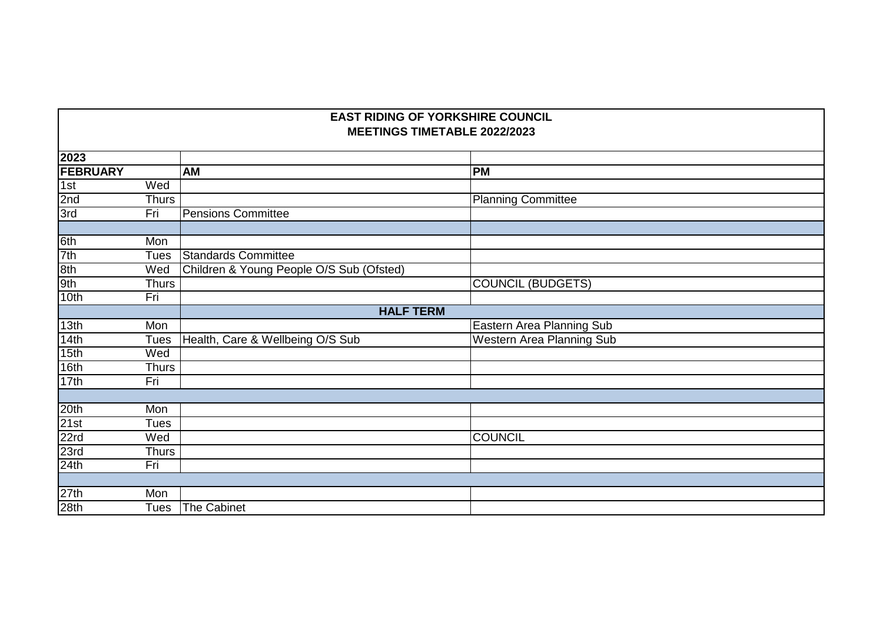# EAST RIDING OF YORKSHIRE COUNCIL
## MEETINGS TIMETABLE 2022/2023

| **2023** | | | |
|---|---|---|---|
| **FEBRUARY** | | **AM** | **PM** |
| 1st | Wed | | |
| 2nd | Thurs | | Planning Committee |
| 3rd | Fri | Pensions Committee | |
| | | | |
| 6th | Mon | | |
| 7th | Tues | Standards Committee | |
| 8th | Wed | Children & Young People O/S Sub (Ofsted) | |
| 9th | Thurs | | COUNCIL (BUDGETS) |
| 10th | Fri | | |
| | | **HALF TERM** | |
| 13th | Mon | | Eastern Area Planning Sub |
| 14th | Tues | Health, Care & Wellbeing O/S Sub | Western Area Planning Sub |
| 15th | Wed | | |
| 16th | Thurs | | |
| 17th | Fri | | |
| | | | |
| 20th | Mon | | |
| 21st | Tues | | |
| 22rd | Wed | | COUNCIL |
| 23rd | Thurs | | |
| 24th | Fri | | |
| | | | |
| 27th | Mon | | |
| 28th | Tues | The Cabinet | |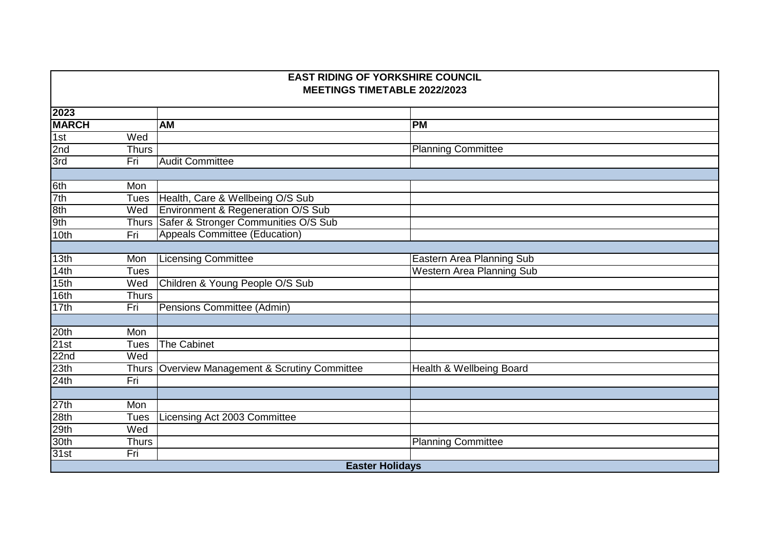**EAST RIDING OF YORKSHIRE COUNCIL**
**MEETINGS TIMETABLE 2022/2023**

| **2023** | | | |
|---|---|---|---|
| **MARCH** | | **AM** | **PM** |
| 1st | Wed | | |
| 2nd | Thurs | | Planning Committee |
| 3rd | Fri | Audit Committee | |
| | | | |
| 6th | Mon | | |
| 7th | Tues | Health, Care & Wellbeing O/S Sub | |
| 8th | Wed | Environment & Regeneration O/S Sub | |
| 9th | Thurs | Safer & Stronger Communities O/S Sub | |
| 10th | Fri | Appeals Committee (Education) | |
| | | | |
| 13th | Mon | Licensing Committee | Eastern Area Planning Sub |
| 14th | Tues | | Western Area Planning Sub |
| 15th | Wed | Children & Young People O/S Sub | |
| 16th | Thurs | | |
| 17th | Fri | Pensions Committee (Admin) | |
| | | | |
| 20th | Mon | | |
| 21st | Tues | The Cabinet | |
| 22nd | Wed | | |
| 23th | Thurs | Overview Management & Scrutiny Committee | Health & Wellbeing Board |
| 24th | Fri | | |
| | | | |
| 27th | Mon | | |
| 28th | Tues | Licensing Act 2003 Committee | |
| 29th | Wed | | |
| 30th | Thurs | | Planning Committee |
| 31st | Fri | | |
| **Easter Holidays** | | | |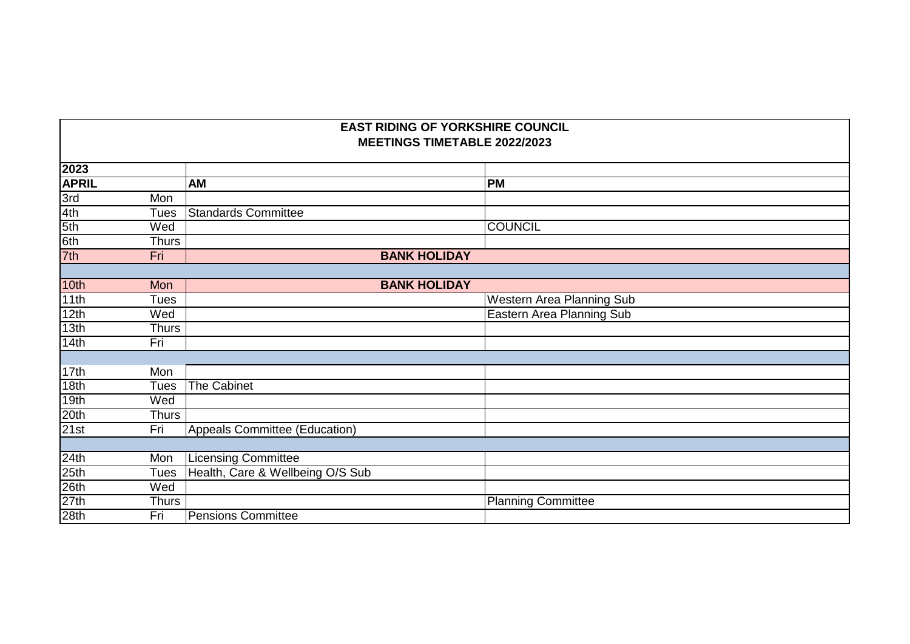**EAST RIDING OF YORKSHIRE COUNCIL**
**MEETINGS TIMETABLE 2022/2023**

| **2023** | | | |
|---|---|---|---|
| **APRIL** | | **AM** | **PM** |
| 3rd | Mon | | |
| 4th | Tues | Standards Committee | |
| 5th | Wed | | COUNCIL |
| 6th | Thurs | | |
| 7th | Fri | **BANK HOLIDAY** | |
| | | | |
| 10th | Mon | **BANK HOLIDAY** | |
| 11th | Tues | | Western Area Planning Sub |
| 12th | Wed | | Eastern Area Planning Sub |
| 13th | Thurs | | |
| 14th | Fri | | |
| | | | |
| 17th | Mon | | |
| 18th | Tues | The Cabinet | |
| 19th | Wed | | |
| 20th | Thurs | | |
| 21st | Fri | Appeals Committee (Education) | |
| | | | |
| 24th | Mon | Licensing Committee | |
| 25th | Tues | Health, Care & Wellbeing O/S Sub | |
| 26th | Wed | | |
| 27th | Thurs | | Planning Committee |
| 28th | Fri | Pensions Committee | |